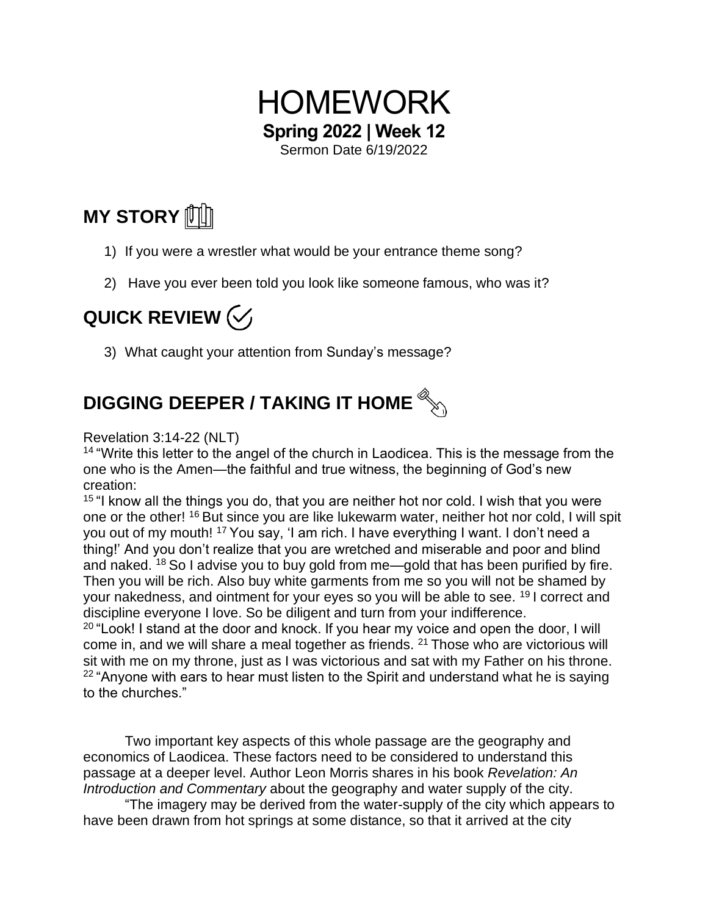# HOMEWORK

**Spring 2022 | Week 12**

Sermon Date 6/19/2022

## MY STORY

1) If you were a wrestler what would be your entrance theme song?

2) Have you ever been told you look like someone famous, who was it?

## QUICK REVIEW

3) What caught your attention from Sunday's message?

## DIGGING DEEPER / TAKING IT HOME

Revelation 3:14-22 (NLT)

[14] "Write this letter to the angel of the church in Laodicea. This is the message from the one who is the Amen—the faithful and true witness, the beginning of God's new creation:

[15] "I know all the things you do, that you are neither hot nor cold. I wish that you were one or the other! [16] But since you are like lukewarm water, neither hot nor cold, I will spit you out of my mouth! [17] You say, 'I am rich. I have everything I want. I don't need a thing!' And you don't realize that you are wretched and miserable and poor and blind and naked. [18] So I advise you to buy gold from me—gold that has been purified by fire. Then you will be rich. Also buy white garments from me so you will not be shamed by your nakedness, and ointment for your eyes so you will be able to see. [19] I correct and discipline everyone I love. So be diligent and turn from your indifference.

[20] "Look! I stand at the door and knock. If you hear my voice and open the door, I will come in, and we will share a meal together as friends. [21] Those who are victorious will sit with me on my throne, just as I was victorious and sat with my Father on his throne.

[22] "Anyone with ears to hear must listen to the Spirit and understand what he is saying to the churches."

Two important key aspects of this whole passage are the geography and economics of Laodicea. These factors need to be considered to understand this passage at a deeper level. Author Leon Morris shares in his book *Revelation: An Introduction and Commentary* about the geography and water supply of the city.

"The imagery may be derived from the water-supply of the city which appears to have been drawn from hot springs at some distance, so that it arrived at the city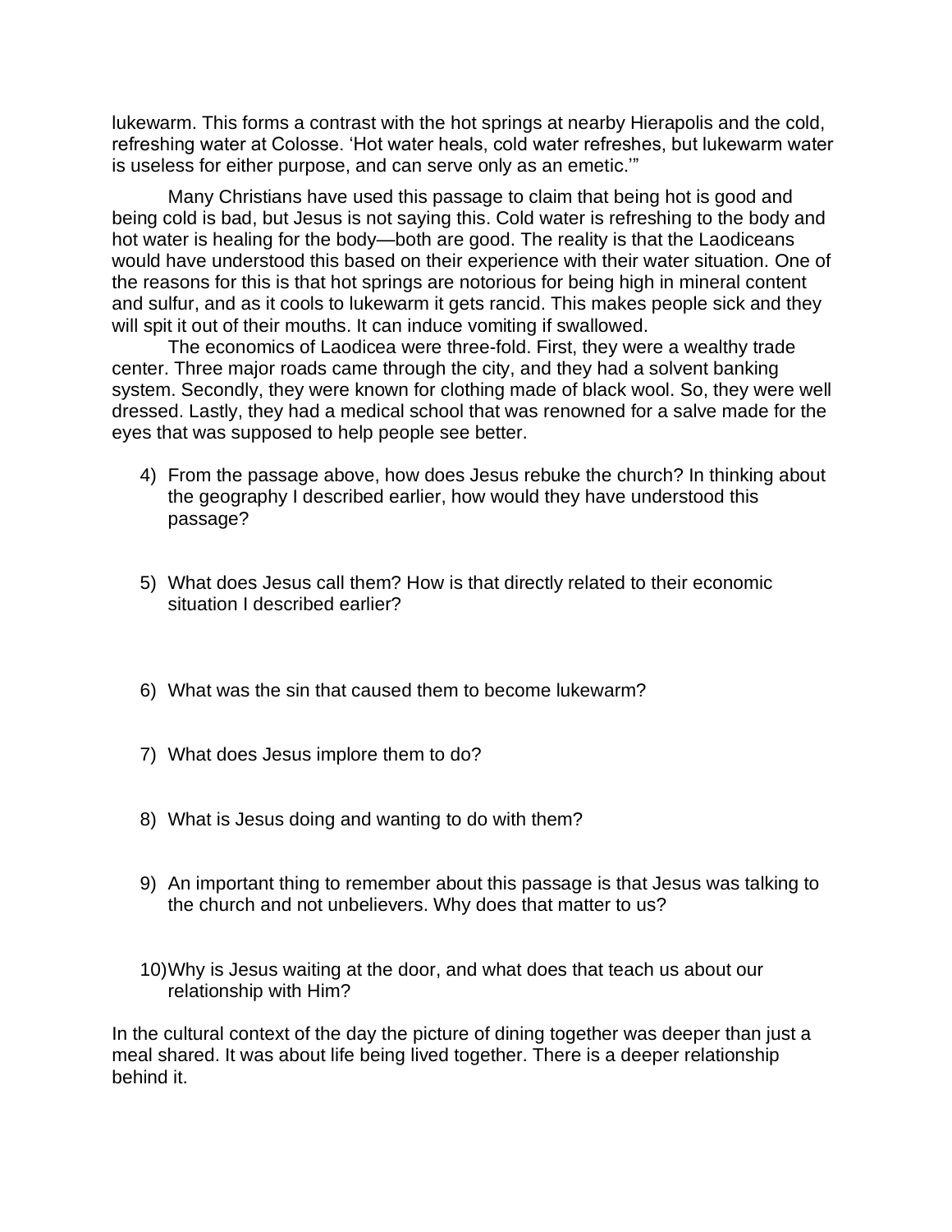lukewarm. This forms a contrast with the hot springs at nearby Hierapolis and the cold, refreshing water at Colosse. 'Hot water heals, cold water refreshes, but lukewarm water is useless for either purpose, and can serve only as an emetic.'"

Many Christians have used this passage to claim that being hot is good and being cold is bad, but Jesus is not saying this. Cold water is refreshing to the body and hot water is healing for the body—both are good. The reality is that the Laodiceans would have understood this based on their experience with their water situation. One of the reasons for this is that hot springs are notorious for being high in mineral content and sulfur, and as it cools to lukewarm it gets rancid. This makes people sick and they will spit it out of their mouths. It can induce vomiting if swallowed.

The economics of Laodicea were three-fold. First, they were a wealthy trade center. Three major roads came through the city, and they had a solvent banking system. Secondly, they were known for clothing made of black wool. So, they were well dressed. Lastly, they had a medical school that was renowned for a salve made for the eyes that was supposed to help people see better.

4) From the passage above, how does Jesus rebuke the church? In thinking about the geography I described earlier, how would they have understood this passage?

5) What does Jesus call them? How is that directly related to their economic situation I described earlier?

6) What was the sin that caused them to become lukewarm?

7) What does Jesus implore them to do?

8) What is Jesus doing and wanting to do with them?

9) An important thing to remember about this passage is that Jesus was talking to the church and not unbelievers. Why does that matter to us?

10) Why is Jesus waiting at the door, and what does that teach us about our relationship with Him?

In the cultural context of the day the picture of dining together was deeper than just a meal shared. It was about life being lived together. There is a deeper relationship behind it.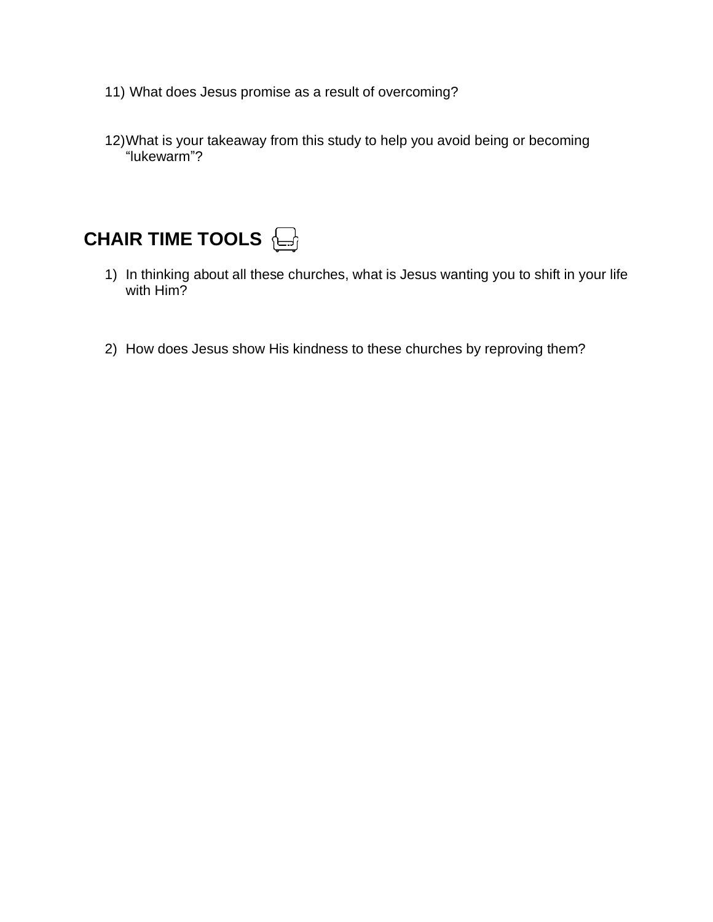11) What does Jesus promise as a result of overcoming?

12) What is your takeaway from this study to help you avoid being or becoming "lukewarm"?

## CHAIR TIME TOOLS

1) In thinking about all these churches, what is Jesus wanting you to shift in your life with Him?

2) How does Jesus show His kindness to these churches by reproving them?